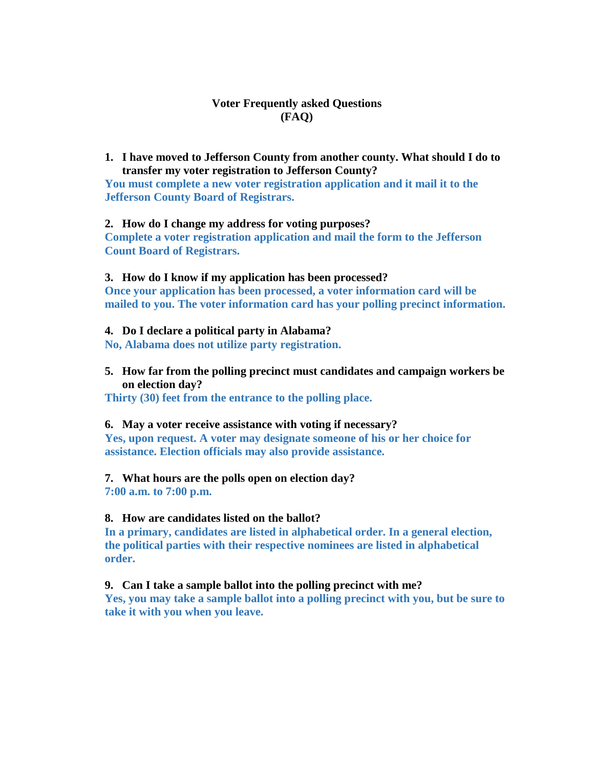# Voter Frequently asked Questions (FAQ)

1. **I have moved to Jefferson County from another county. What should I do to transfer my voter registration to Jefferson County?**

**You must complete a new voter registration application and it mail it to the Jefferson County Board of Registrars.**

2. **How do I change my address for voting purposes?**

**Complete a voter registration application and mail the form to the Jefferson Count Board of Registrars.**

3. **How do I know if my application has been processed?**

**Once your application has been processed, a voter information card will be mailed to you. The voter information card has your polling precinct information.**

4. **Do I declare a political party in Alabama?**

**No, Alabama does not utilize party registration.**

5. **How far from the polling precinct must candidates and campaign workers be on election day?**

**Thirty (30) feet from the entrance to the polling place.**

6. **May a voter receive assistance with voting if necessary?**

**Yes, upon request. A voter may designate someone of his or her choice for assistance. Election officials may also provide assistance.**

7. **What hours are the polls open on election day?**

**7:00 a.m. to 7:00 p.m.**

8. **How are candidates listed on the ballot?**

**In a primary, candidates are listed in alphabetical order. In a general election, the political parties with their respective nominees are listed in alphabetical order.**

9. **Can I take a sample ballot into the polling precinct with me?**

**Yes, you may take a sample ballot into a polling precinct with you, but be sure to take it with you when you leave.**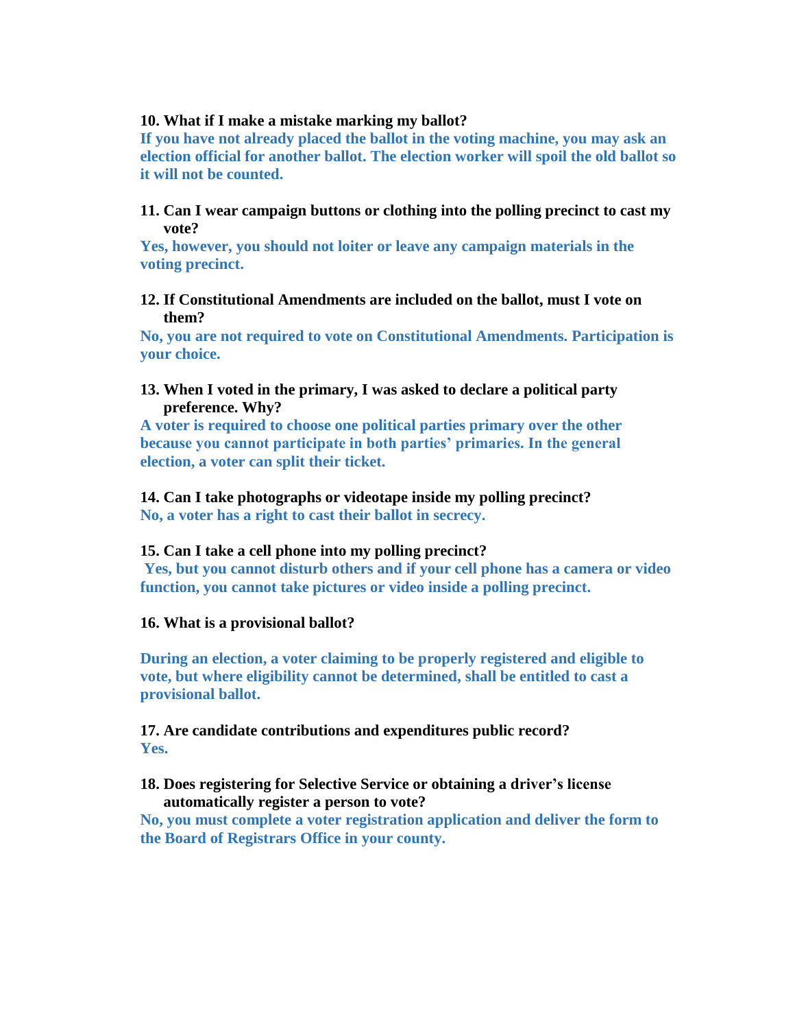**10. What if I make a mistake marking my ballot?**

**If you have not already placed the ballot in the voting machine, you may ask an election official for another ballot. The election worker will spoil the old ballot so it will not be counted.**

**11. Can I wear campaign buttons or clothing into the polling precinct to cast my vote?**

**Yes, however, you should not loiter or leave any campaign materials in the voting precinct.**

**12. If Constitutional Amendments are included on the ballot, must I vote on them?**

**No, you are not required to vote on Constitutional Amendments. Participation is your choice.**

**13. When I voted in the primary, I was asked to declare a political party preference. Why?**

**A voter is required to choose one political parties primary over the other because you cannot participate in both parties' primaries. In the general election, a voter can split their ticket.**

**14. Can I take photographs or videotape inside my polling precinct?**

**No, a voter has a right to cast their ballot in secrecy.**

**15. Can I take a cell phone into my polling precinct?**

**Yes, but you cannot disturb others and if your cell phone has a camera or video function, you cannot take pictures or video inside a polling precinct.**

**16. What is a provisional ballot?**

**During an election, a voter claiming to be properly registered and eligible to vote, but where eligibility cannot be determined, shall be entitled to cast a provisional ballot.**

**17. Are candidate contributions and expenditures public record?**

**Yes.**

**18. Does registering for Selective Service or obtaining a driver's license automatically register a person to vote?**

**No, you must complete a voter registration application and deliver the form to the Board of Registrars Office in your county.**